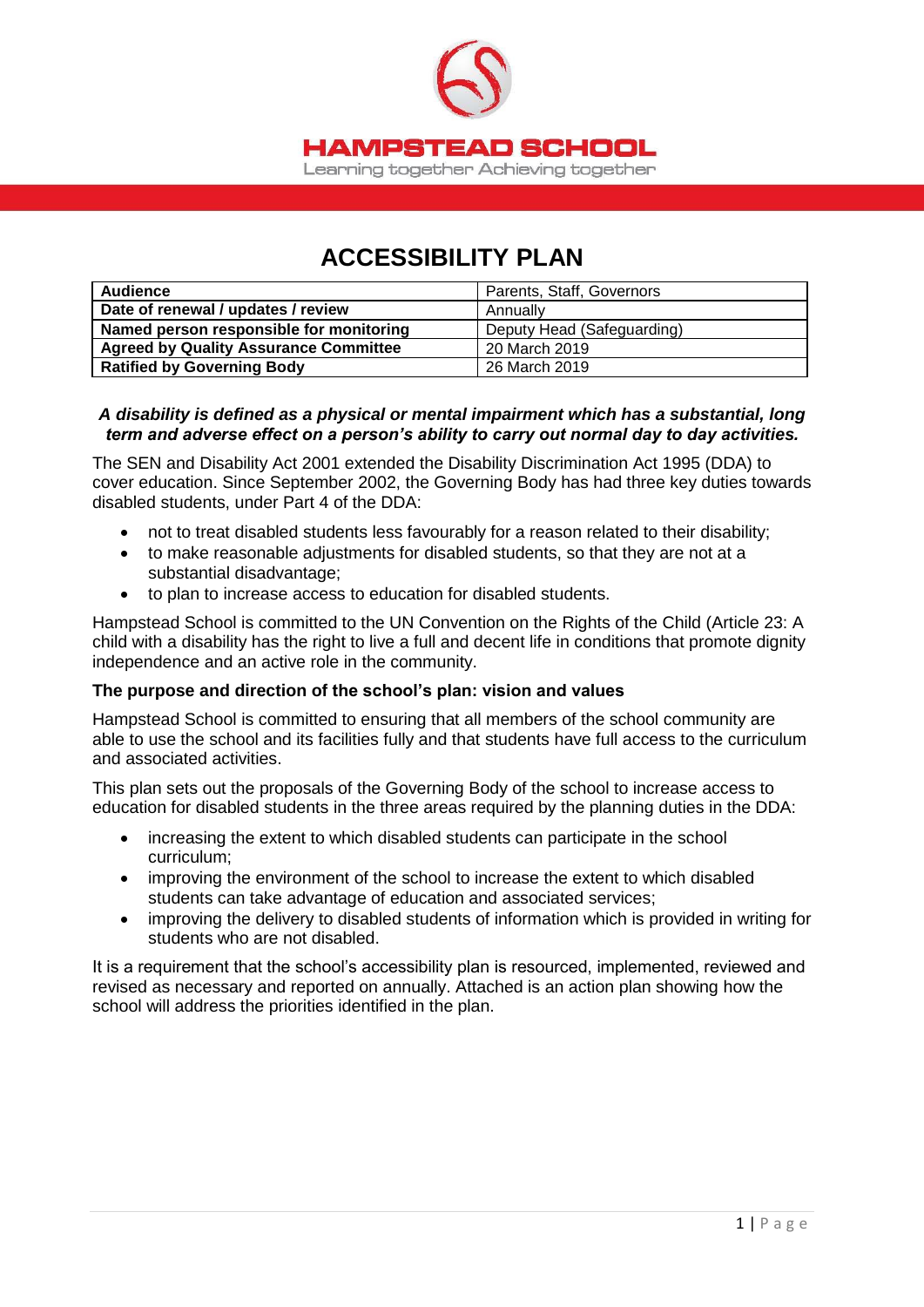HAMPSTEAD SCHOOL

Learning together Achieving together

# ACCESSIBILITY PLAN

| Audience | Parents, Staff, Governors |
|---|---|
| Date of renewal / updates / review | Annually |
| Named person responsible for monitoring | Deputy Head (Safeguarding) |
| Agreed by Quality Assurance Committee | 20 March 2019 |
| Ratified by Governing Body | 26 March 2019 |

***A disability is defined as a physical or mental impairment which has a substantial, long term and adverse effect on a person's ability to carry out normal day to day activities.***

The SEN and Disability Act 2001 extended the Disability Discrimination Act 1995 (DDA) to cover education. Since September 2002, the Governing Body has had three key duties towards disabled students, under Part 4 of the DDA:

- not to treat disabled students less favourably for a reason related to their disability;
- to make reasonable adjustments for disabled students, so that they are not at a substantial disadvantage;
- to plan to increase access to education for disabled students.

Hampstead School is committed to the UN Convention on the Rights of the Child (Article 23: A child with a disability has the right to live a full and decent life in conditions that promote dignity independence and an active role in the community.

**The purpose and direction of the school's plan: vision and values**

Hampstead School is committed to ensuring that all members of the school community are able to use the school and its facilities fully and that students have full access to the curriculum and associated activities.

This plan sets out the proposals of the Governing Body of the school to increase access to education for disabled students in the three areas required by the planning duties in the DDA:

- increasing the extent to which disabled students can participate in the school curriculum;
- improving the environment of the school to increase the extent to which disabled students can take advantage of education and associated services;
- improving the delivery to disabled students of information which is provided in writing for students who are not disabled.

It is a requirement that the school's accessibility plan is resourced, implemented, reviewed and revised as necessary and reported on annually. Attached is an action plan showing how the school will address the priorities identified in the plan.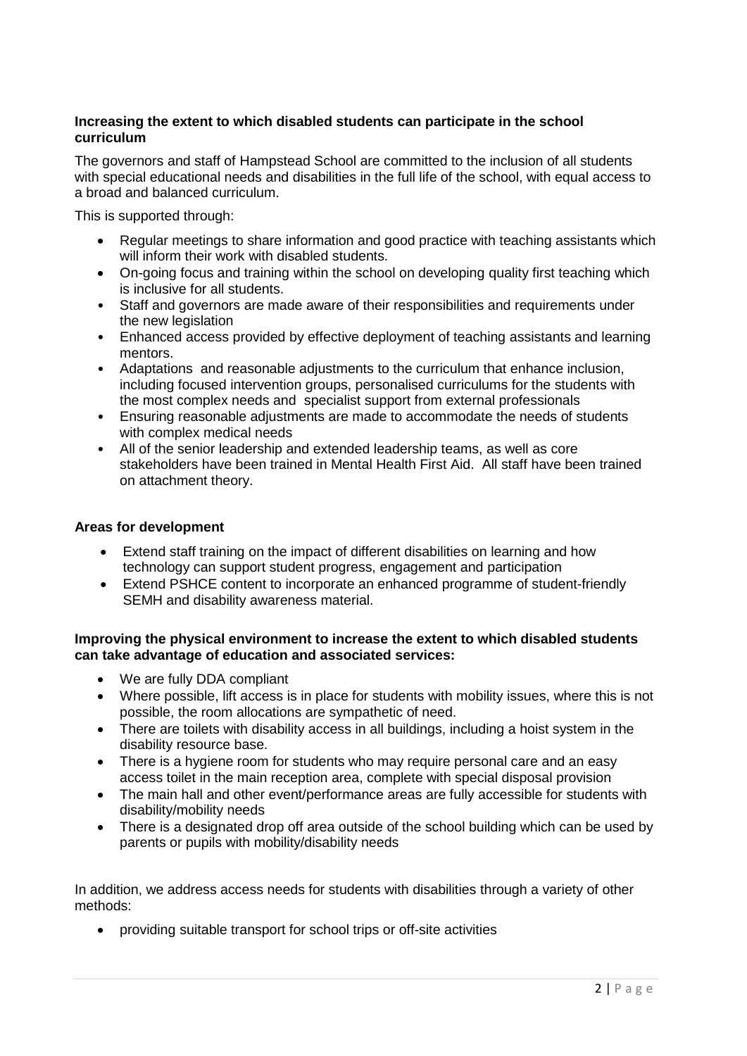**Increasing the extent to which disabled students can participate in the school curriculum**

The governors and staff of Hampstead School are committed to the inclusion of all students with special educational needs and disabilities in the full life of the school, with equal access to a broad and balanced curriculum.

This is supported through:

- Regular meetings to share information and good practice with teaching assistants which will inform their work with disabled students.
- On-going focus and training within the school on developing quality first teaching which is inclusive for all students.
- Staff and governors are made aware of their responsibilities and requirements under the new legislation
- Enhanced access provided by effective deployment of teaching assistants and learning mentors.
- Adaptations and reasonable adjustments to the curriculum that enhance inclusion, including focused intervention groups, personalised curriculums for the students with the most complex needs and specialist support from external professionals
- Ensuring reasonable adjustments are made to accommodate the needs of students with complex medical needs
- All of the senior leadership and extended leadership teams, as well as core stakeholders have been trained in Mental Health First Aid. All staff have been trained on attachment theory.

**Areas for development**

- Extend staff training on the impact of different disabilities on learning and how technology can support student progress, engagement and participation
- Extend PSHCE content to incorporate an enhanced programme of student-friendly SEMH and disability awareness material.

**Improving the physical environment to increase the extent to which disabled students can take advantage of education and associated services:**

- We are fully DDA compliant
- Where possible, lift access is in place for students with mobility issues, where this is not possible, the room allocations are sympathetic of need.
- There are toilets with disability access in all buildings, including a hoist system in the disability resource base.
- There is a hygiene room for students who may require personal care and an easy access toilet in the main reception area, complete with special disposal provision
- The main hall and other event/performance areas are fully accessible for students with disability/mobility needs
- There is a designated drop off area outside of the school building which can be used by parents or pupils with mobility/disability needs

In addition, we address access needs for students with disabilities through a variety of other methods:

- providing suitable transport for school trips or off-site activities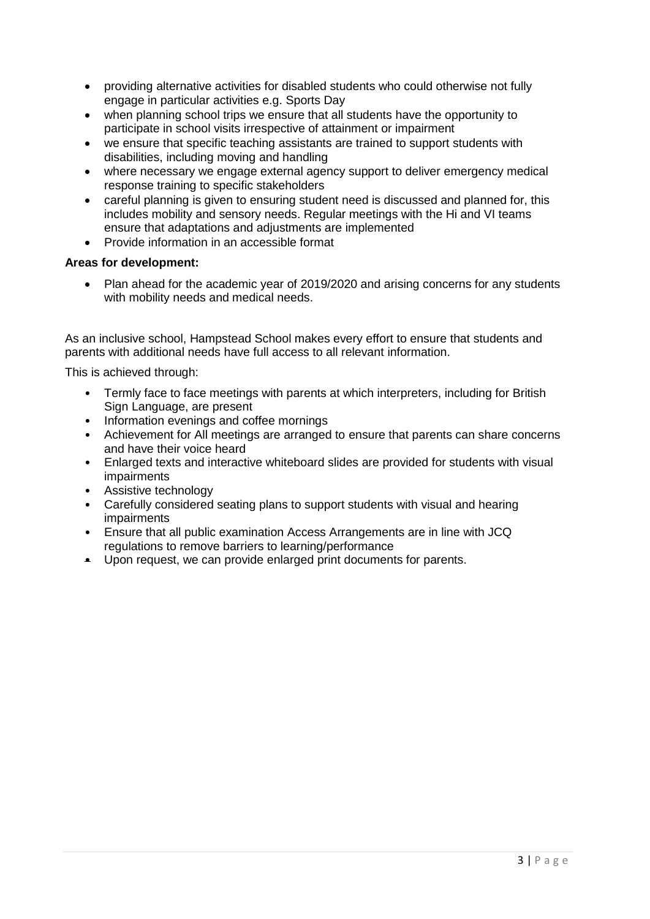- providing alternative activities for disabled students who could otherwise not fully engage in particular activities e.g. Sports Day
- when planning school trips we ensure that all students have the opportunity to participate in school visits irrespective of attainment or impairment
- we ensure that specific teaching assistants are trained to support students with disabilities, including moving and handling
- where necessary we engage external agency support to deliver emergency medical response training to specific stakeholders
- careful planning is given to ensuring student need is discussed and planned for, this includes mobility and sensory needs. Regular meetings with the Hi and VI teams ensure that adaptations and adjustments are implemented
- Provide information in an accessible format

**Areas for development:**

- Plan ahead for the academic year of 2019/2020 and arising concerns for any students with mobility needs and medical needs.

As an inclusive school, Hampstead School makes every effort to ensure that students and parents with additional needs have full access to all relevant information.

This is achieved through:

- Termly face to face meetings with parents at which interpreters, including for British Sign Language, are present
- Information evenings and coffee mornings
- Achievement for All meetings are arranged to ensure that parents can share concerns and have their voice heard
- Enlarged texts and interactive whiteboard slides are provided for students with visual impairments
- Assistive technology
- Carefully considered seating plans to support students with visual and hearing impairments
- Ensure that all public examination Access Arrangements are in line with JCQ regulations to remove barriers to learning/performance
- Upon request, we can provide enlarged print documents for parents.